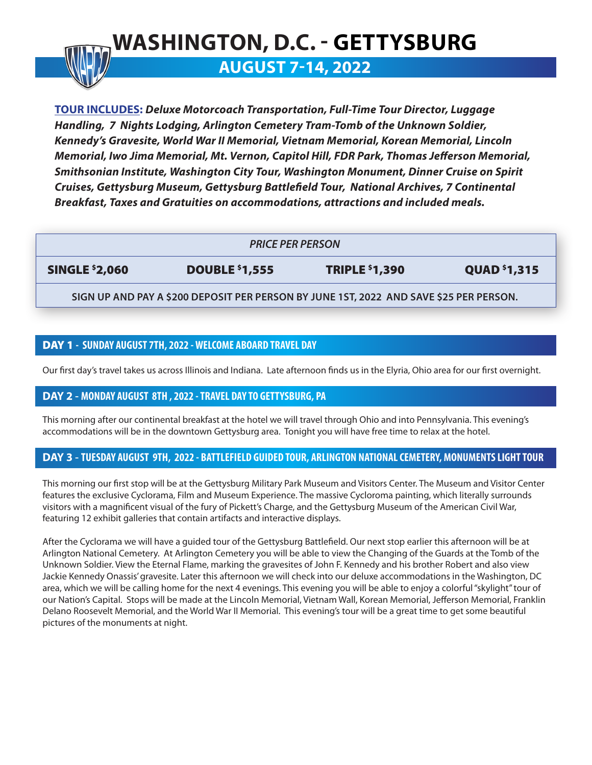# WASHINGTON, D.C. - GETTYSBURG

## AUGUST 7-14, 2022

**TOUR INCLUDES:** ***Deluxe Motorcoach Transportation, Full-Time Tour Director, Luggage Handling, 7 Nights Lodging, Arlington Cemetery Tram-Tomb of the Unknown Soldier, Kennedy's Gravesite, World War II Memorial, Vietnam Memorial, Korean Memorial, Lincoln Memorial, Iwo Jima Memorial, Mt. Vernon, Capitol Hill, FDR Park, Thomas Jefferson Memorial, Smithsonian Institute, Washington City Tour, Washington Monument, Dinner Cruise on Spirit Cruises, Gettysburg Museum, Gettysburg Battlefield Tour, National Archives, 7 Continental Breakfast, Taxes and Gratuities on accommodations, attractions and included meals.***

| *PRICE PER PERSON* | | | |
|---|---|---|---|
| **SINGLE $2,060** | **DOUBLE $1,555** | **TRIPLE $1,390** | **QUAD $1,315** |

**SIGN UP AND PAY A $200 DEPOSIT PER PERSON BY JUNE 1ST, 2022 AND SAVE $25 PER PERSON.**

### DAY 1 - SUNDAY AUGUST 7TH, 2022 - WELCOME ABOARD TRAVEL DAY

Our first day's travel takes us across Illinois and Indiana. Late afternoon finds us in the Elyria, Ohio area for our first overnight.

### DAY 2 - MONDAY AUGUST 8TH , 2022 - TRAVEL DAY TO GETTYSBURG, PA

This morning after our continental breakfast at the hotel we will travel through Ohio and into Pennsylvania. This evening's accommodations will be in the downtown Gettysburg area. Tonight you will have free time to relax at the hotel.

### DAY 3 - TUESDAY AUGUST 9TH, 2022 - BATTLEFIELD GUIDED TOUR, ARLINGTON NATIONAL CEMETERY, MONUMENTS LIGHT TOUR

This morning our first stop will be at the Gettysburg Military Park Museum and Visitors Center. The Museum and Visitor Center features the exclusive Cyclorama, Film and Museum Experience. The massive Cycloroma painting, which literally surrounds visitors with a magnificent visual of the fury of Pickett's Charge, and the Gettysburg Museum of the American Civil War, featuring 12 exhibit galleries that contain artifacts and interactive displays.

After the Cyclorama we will have a guided tour of the Gettysburg Battlefield. Our next stop earlier this afternoon will be at Arlington National Cemetery. At Arlington Cemetery you will be able to view the Changing of the Guards at the Tomb of the Unknown Soldier. View the Eternal Flame, marking the gravesites of John F. Kennedy and his brother Robert and also view Jackie Kennedy Onassis' gravesite. Later this afternoon we will check into our deluxe accommodations in the Washington, DC area, which we will be calling home for the next 4 evenings. This evening you will be able to enjoy a colorful "skylight" tour of our Nation's Capital. Stops will be made at the Lincoln Memorial, Vietnam Wall, Korean Memorial, Jefferson Memorial, Franklin Delano Roosevelt Memorial, and the World War II Memorial. This evening's tour will be a great time to get some beautiful pictures of the monuments at night.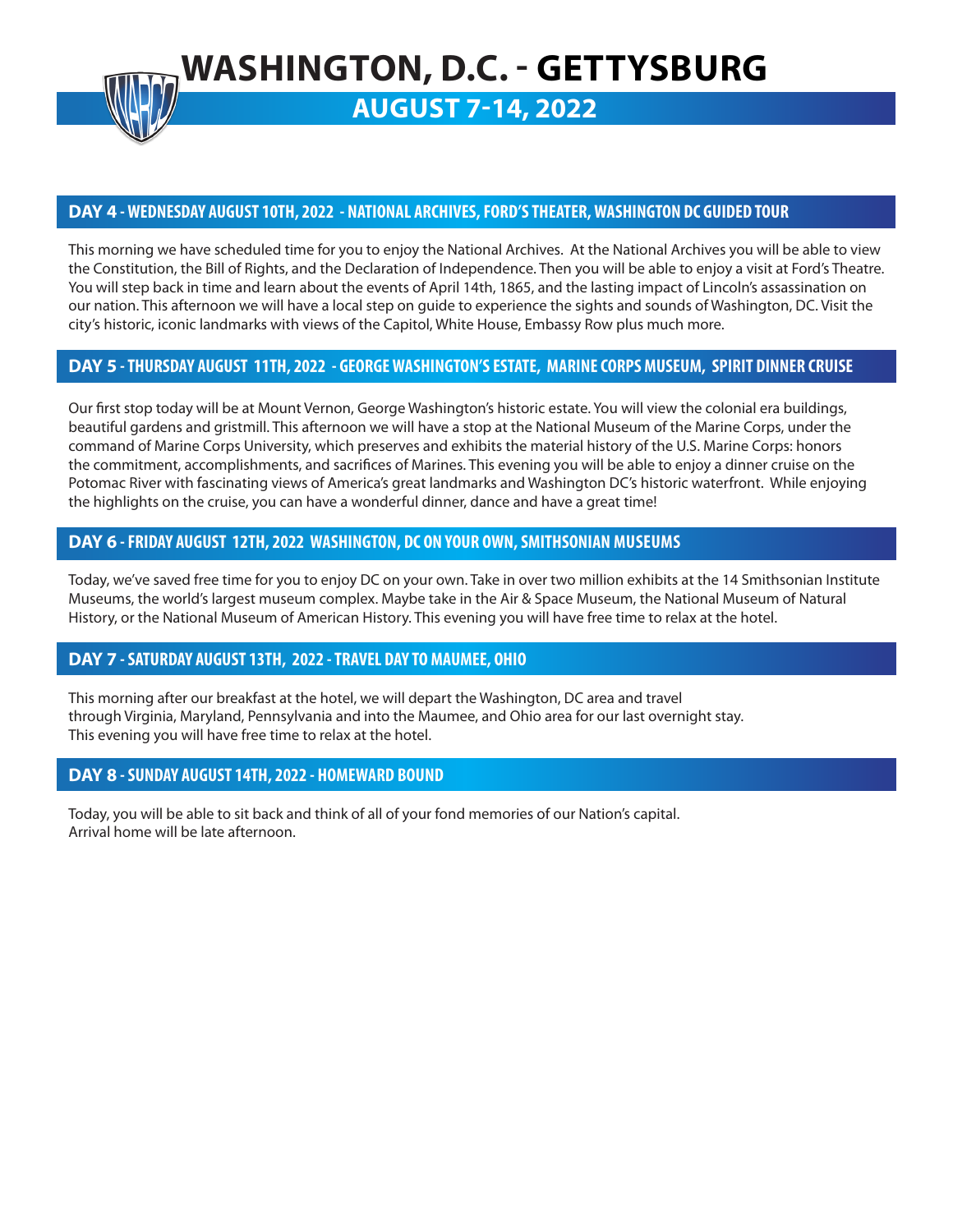# WASHINGTON, D.C. - GETTYSBURG

## AUGUST 7-14, 2022

### DAY 4 - WEDNESDAY AUGUST 10TH, 2022 - NATIONAL ARCHIVES, FORD'S THEATER, WASHINGTON DC GUIDED TOUR

This morning we have scheduled time for you to enjoy the National Archives. At the National Archives you will be able to view the Constitution, the Bill of Rights, and the Declaration of Independence. Then you will be able to enjoy a visit at Ford's Theatre. You will step back in time and learn about the events of April 14th, 1865, and the lasting impact of Lincoln's assassination on our nation. This afternoon we will have a local step on guide to experience the sights and sounds of Washington, DC. Visit the city's historic, iconic landmarks with views of the Capitol, White House, Embassy Row plus much more.

### DAY 5 - THURSDAY AUGUST 11TH, 2022 - GEORGE WASHINGTON'S ESTATE, MARINE CORPS MUSEUM, SPIRIT DINNER CRUISE

Our first stop today will be at Mount Vernon, George Washington's historic estate. You will view the colonial era buildings, beautiful gardens and gristmill. This afternoon we will have a stop at the National Museum of the Marine Corps, under the command of Marine Corps University, which preserves and exhibits the material history of the U.S. Marine Corps: honors the commitment, accomplishments, and sacrifices of Marines. This evening you will be able to enjoy a dinner cruise on the Potomac River with fascinating views of America's great landmarks and Washington DC's historic waterfront. While enjoying the highlights on the cruise, you can have a wonderful dinner, dance and have a great time!

### DAY 6 - FRIDAY AUGUST 12TH, 2022 WASHINGTON, DC ON YOUR OWN, SMITHSONIAN MUSEUMS

Today, we've saved free time for you to enjoy DC on your own. Take in over two million exhibits at the 14 Smithsonian Institute Museums, the world's largest museum complex. Maybe take in the Air & Space Museum, the National Museum of Natural History, or the National Museum of American History. This evening you will have free time to relax at the hotel.

### DAY 7 - SATURDAY AUGUST 13TH, 2022 - TRAVEL DAY TO MAUMEE, OHIO

This morning after our breakfast at the hotel, we will depart the Washington, DC area and travel through Virginia, Maryland, Pennsylvania and into the Maumee, and Ohio area for our last overnight stay. This evening you will have free time to relax at the hotel.

### DAY 8 - SUNDAY AUGUST 14TH, 2022 - HOMEWARD BOUND

Today, you will be able to sit back and think of all of your fond memories of our Nation's capital. Arrival home will be late afternoon.